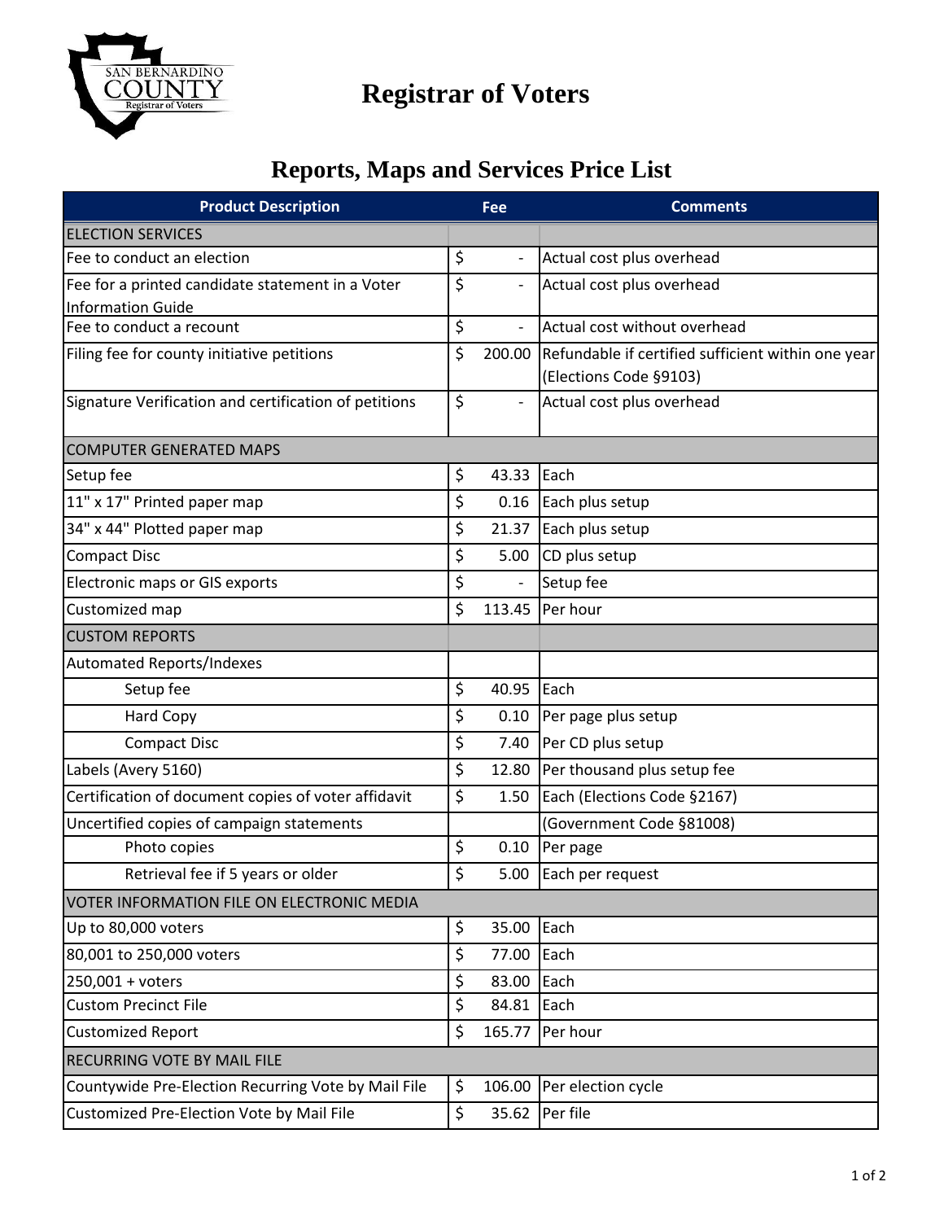# Registrar of Voters

## Reports, Maps and Services Price List

| Product Description | Fee | Comments |
|---|---|---|
| ELECTION SERVICES | | |
| Fee to conduct an election | $ - | Actual cost plus overhead |
| Fee for a printed candidate statement in a Voter Information Guide | $ - | Actual cost plus overhead |
| Fee to conduct a recount | $ - | Actual cost without overhead |
| Filing fee for county initiative petitions | $ 200.00 | Refundable if certified sufficient within one year (Elections Code §9103) |
| Signature Verification and certification of petitions | $ - | Actual cost plus overhead |
| COMPUTER GENERATED MAPS | | |
| Setup fee | $ 43.33 | Each |
| 11" x 17" Printed paper map | $ 0.16 | Each plus setup |
| 34" x 44" Plotted paper map | $ 21.37 | Each plus setup |
| Compact Disc | $ 5.00 | CD plus setup |
| Electronic maps or GIS exports | $ - | Setup fee |
| Customized map | $ 113.45 | Per hour |
| CUSTOM REPORTS | | |
| Automated Reports/Indexes | | |
| Setup fee | $ 40.95 | Each |
| Hard Copy | $ 0.10 | Per page plus setup |
| Compact Disc | $ 7.40 | Per CD plus setup |
| Labels (Avery 5160) | $ 12.80 | Per thousand plus setup fee |
| Certification of document copies of voter affidavit | $ 1.50 | Each (Elections Code §2167) |
| Uncertified copies of campaign statements | | (Government Code §81008) |
| Photo copies | $ 0.10 | Per page |
| Retrieval fee if 5 years or older | $ 5.00 | Each per request |
| VOTER INFORMATION FILE ON ELECTRONIC MEDIA | | |
| Up to 80,000 voters | $ 35.00 | Each |
| 80,001 to 250,000 voters | $ 77.00 | Each |
| 250,001 + voters | $ 83.00 | Each |
| Custom Precinct File | $ 84.81 | Each |
| Customized Report | $ 165.77 | Per hour |
| RECURRING VOTE BY MAIL FILE | | |
| Countywide Pre-Election Recurring Vote by Mail File | $ 106.00 | Per election cycle |
| Customized Pre-Election Vote by Mail File | $ 35.62 | Per file |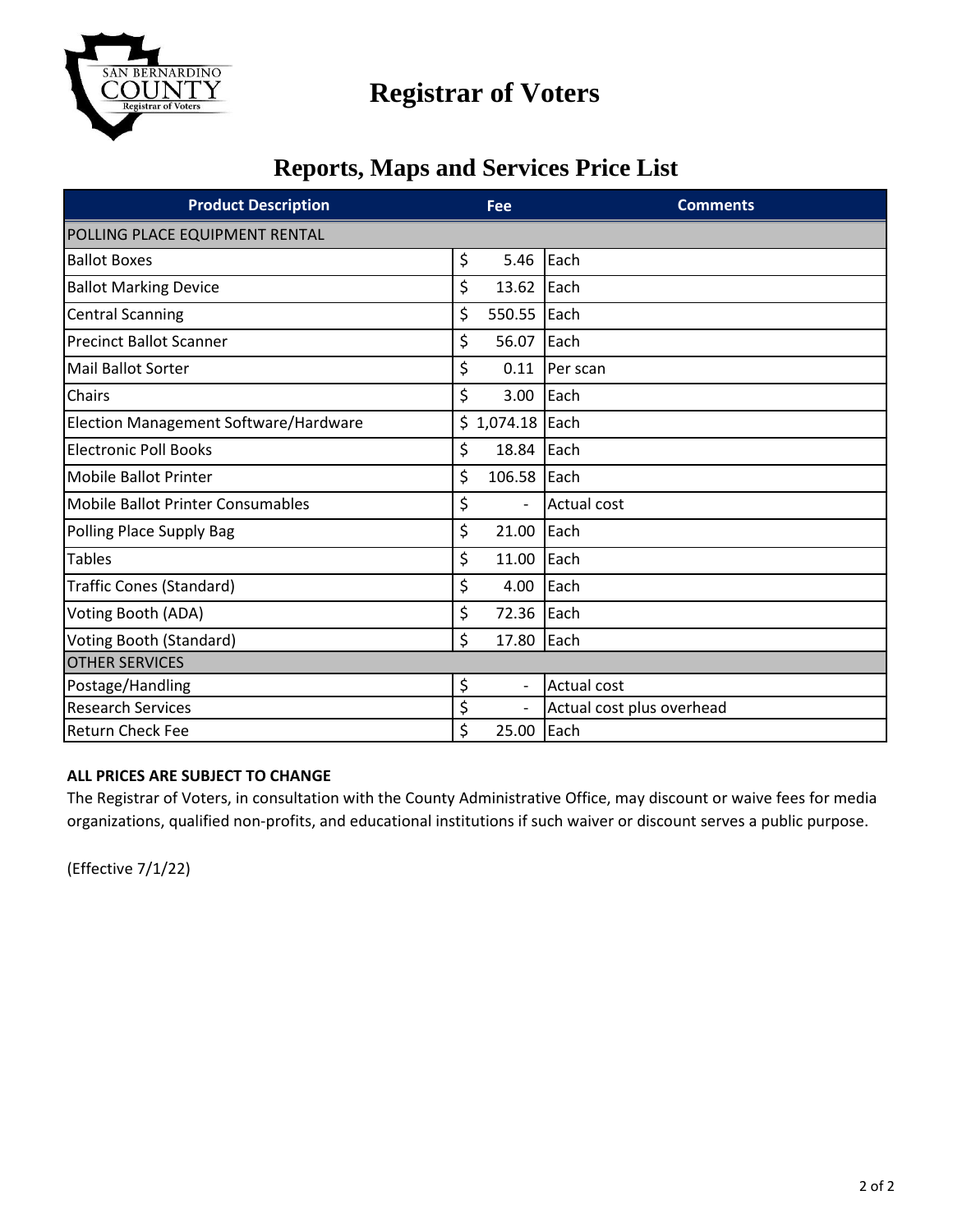# Registrar of Voters

## Reports, Maps and Services Price List

| Product Description | Fee | Comments |
| --- | --- | --- |
| POLLING PLACE EQUIPMENT RENTAL | | |
| Ballot Boxes | $ 5.46 | Each |
| Ballot Marking Device | $ 13.62 | Each |
| Central Scanning | $ 550.55 | Each |
| Precinct Ballot Scanner | $ 56.07 | Each |
| Mail Ballot Sorter | $ 0.11 | Per scan |
| Chairs | $ 3.00 | Each |
| Election Management Software/Hardware | $ 1,074.18 | Each |
| Electronic Poll Books | $ 18.84 | Each |
| Mobile Ballot Printer | $ 106.58 | Each |
| Mobile Ballot Printer Consumables | $ - | Actual cost |
| Polling Place Supply Bag | $ 21.00 | Each |
| Tables | $ 11.00 | Each |
| Traffic Cones (Standard) | $ 4.00 | Each |
| Voting Booth (ADA) | $ 72.36 | Each |
| Voting Booth (Standard) | $ 17.80 | Each |
| OTHER SERVICES | | |
| Postage/Handling | $ - | Actual cost |
| Research Services | $ - | Actual cost plus overhead |
| Return Check Fee | $ 25.00 | Each |

**ALL PRICES ARE SUBJECT TO CHANGE**

The Registrar of Voters, in consultation with the County Administrative Office, may discount or waive fees for media organizations, qualified non-profits, and educational institutions if such waiver or discount serves a public purpose.

(Effective 7/1/22)